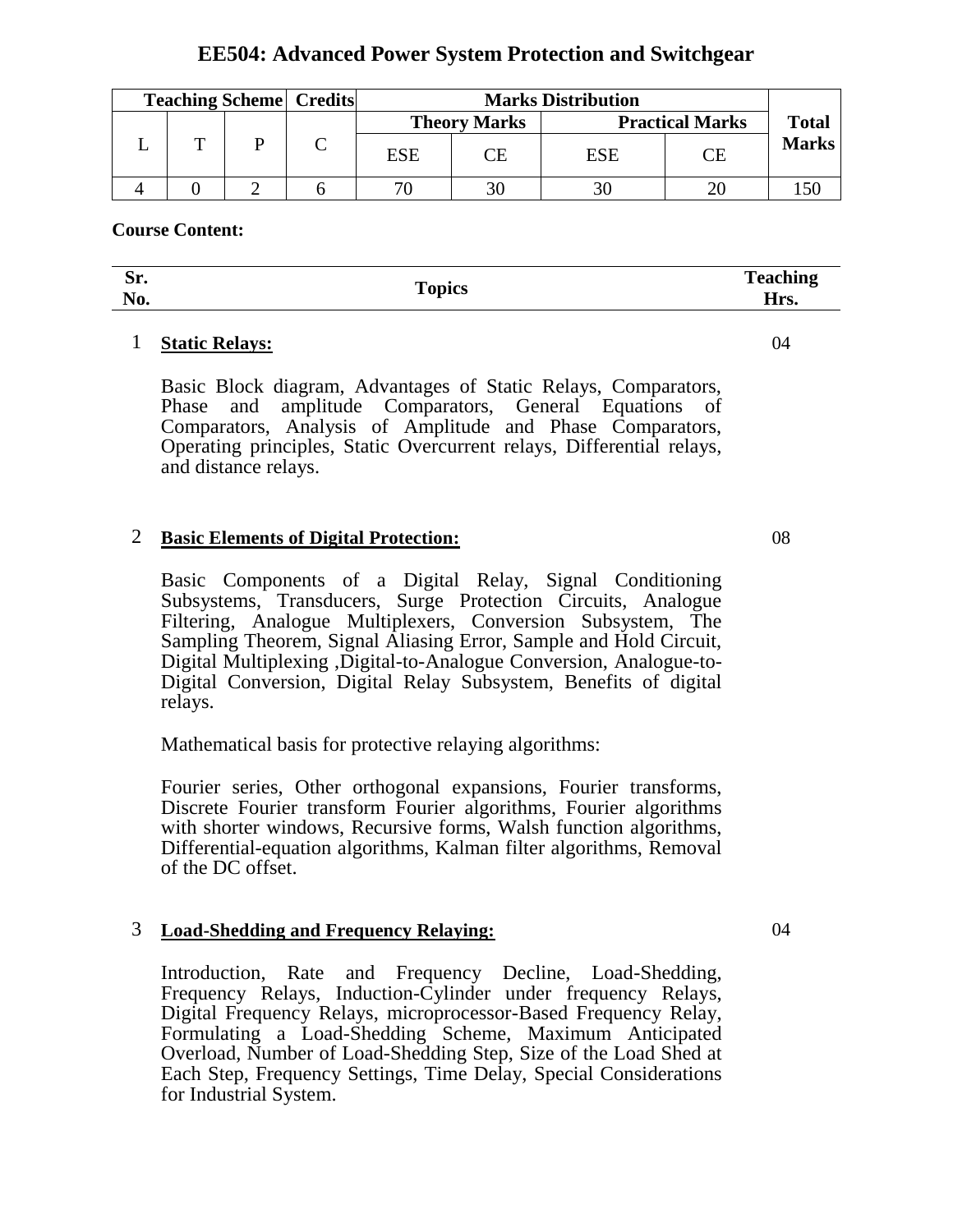# EE504: Advanced Power System Protection and Switchgear

| Teaching Scheme | | | Credits | Marks Distribution | | | | Total Marks |
|---|---|---|---|---|---|---|---|---|
| | | | | Theory Marks | | Practical Marks | | |
| L | T | P | C | ESE | CE | ESE | CE | |
| 4 | 0 | 2 | 6 | 70 | 30 | 30 | 20 | 150 |

**Course Content:**

| Sr. No. | Topics | Teaching Hrs. |
|---|---|---|
| 1 | **Static Relays:**<br><br>Basic Block diagram, Advantages of Static Relays, Comparators, Phase and amplitude Comparators, General Equations of Comparators, Analysis of Amplitude and Phase Comparators, Operating principles, Static Overcurrent relays, Differential relays, and distance relays. | 04 |
| 2 | **Basic Elements of Digital Protection:**<br><br>Basic Components of a Digital Relay, Signal Conditioning Subsystems, Transducers, Surge Protection Circuits, Analogue Filtering, Analogue Multiplexers, Conversion Subsystem, The Sampling Theorem, Signal Aliasing Error, Sample and Hold Circuit, Digital Multiplexing ,Digital-to-Analogue Conversion, Analogue-to-Digital Conversion, Digital Relay Subsystem, Benefits of digital relays.<br><br>Mathematical basis for protective relaying algorithms:<br><br>Fourier series, Other orthogonal expansions, Fourier transforms, Discrete Fourier transform Fourier algorithms, Fourier algorithms with shorter windows, Recursive forms, Walsh function algorithms, Differential-equation algorithms, Kalman filter algorithms, Removal of the DC offset. | 08 |
| 3 | **Load-Shedding and Frequency Relaying:**<br><br>Introduction, Rate and Frequency Decline, Load-Shedding, Frequency Relays, Induction-Cylinder under frequency Relays, Digital Frequency Relays, microprocessor-Based Frequency Relay, Formulating a Load-Shedding Scheme, Maximum Anticipated Overload, Number of Load-Shedding Step, Size of the Load Shed at Each Step, Frequency Settings, Time Delay, Special Considerations for Industrial System. | 04 |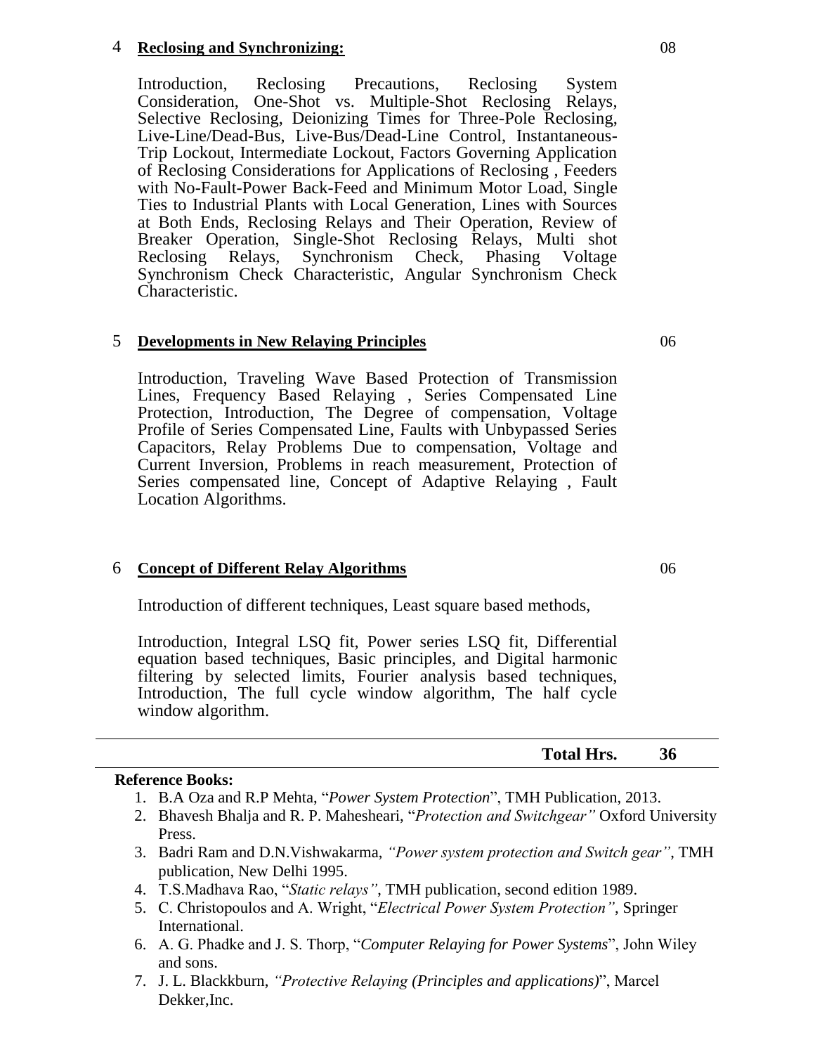| | | |
|---|---|---|
| 4 | **Reclosing and Synchronizing:** | 08 |
| | Introduction, Reclosing Precautions, Reclosing System Consideration, One-Shot vs. Multiple-Shot Reclosing Relays, Selective Reclosing, Deionizing Times for Three-Pole Reclosing, Live-Line/Dead-Bus, Live-Bus/Dead-Line Control, Instantaneous-Trip Lockout, Intermediate Lockout, Factors Governing Application of Reclosing Considerations for Applications of Reclosing , Feeders with No-Fault-Power Back-Feed and Minimum Motor Load, Single Ties to Industrial Plants with Local Generation, Lines with Sources at Both Ends, Reclosing Relays and Their Operation, Review of Breaker Operation, Single-Shot Reclosing Relays, Multi shot Reclosing Relays, Synchronism Check, Phasing Voltage Synchronism Check Characteristic, Angular Synchronism Check Characteristic. | |
| 5 | **Developments in New Relaying Principles** | 06 |
| | Introduction, Traveling Wave Based Protection of Transmission Lines, Frequency Based Relaying , Series Compensated Line Protection, Introduction, The Degree of compensation, Voltage Profile of Series Compensated Line, Faults with Unbypassed Series Capacitors, Relay Problems Due to compensation, Voltage and Current Inversion, Problems in reach measurement, Protection of Series compensated line, Concept of Adaptive Relaying , Fault Location Algorithms. | |
| 6 | **Concept of Different Relay Algorithms** | 06 |
| | Introduction of different techniques, Least square based methods,<br><br>Introduction, Integral LSQ fit, Power series LSQ fit, Differential equation based techniques, Basic principles, and Digital harmonic filtering by selected limits, Fourier analysis based techniques, Introduction, The full cycle window algorithm, The half cycle window algorithm. | |
| | **Total Hrs.** | **36** |

**Reference Books:**

1. B.A Oza and R.P Mehta, "*Power System Protection*", TMH Publication, 2013.
2. Bhavesh Bhalja and R. P. Maheshear i, "*Protection and Switchgear"* Oxford University Press.
3. Badri Ram and D.N.Vishwakarma, *"Power system protection and Switch gear"*, TMH publication, New Delhi 1995.
4. T.S.Madhava Rao, "*Static relays"*, TMH publication, second edition 1989.
5. C. Christopoulos and A. Wright, "*Electrical Power System Protection"*, Springer International.
6. A. G. Phadke and J. S. Thorp, "*Computer Relaying for Power Systems*", John Wiley and sons.
7. J. L. Blackkburn, *"Protective Relaying (Principles and applications)*", Marcel Dekker,Inc.